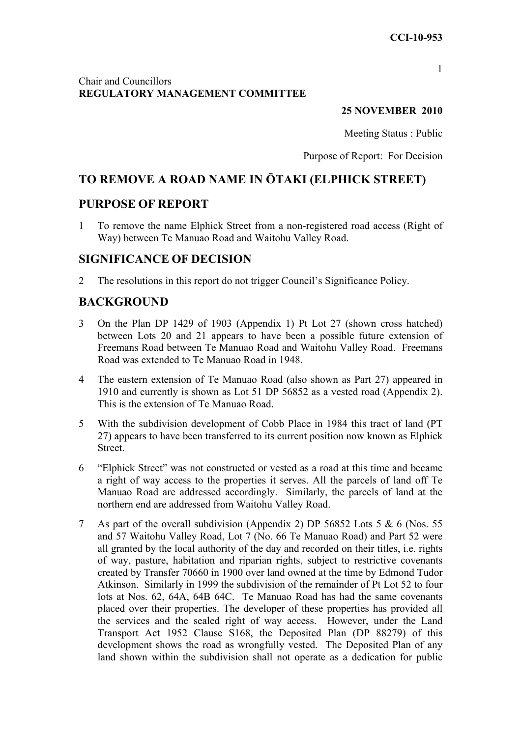CCI-10-953

Chair and Councillors
**REGULATORY MANAGEMENT COMMITTEE**

**25 NOVEMBER 2010**

Meeting Status : Public

Purpose of Report: For Decision

## TO REMOVE A ROAD NAME IN ŌTAKI (ELPHICK STREET)

## PURPOSE OF REPORT

1 To remove the name Elphick Street from a non-registered road access (Right of Way) between Te Manuao Road and Waitohu Valley Road.

## SIGNIFICANCE OF DECISION

2 The resolutions in this report do not trigger Council's Significance Policy.

## BACKGROUND

3 On the Plan DP 1429 of 1903 (Appendix 1) Pt Lot 27 (shown cross hatched) between Lots 20 and 21 appears to have been a possible future extension of Freemans Road between Te Manuao Road and Waitohu Valley Road. Freemans Road was extended to Te Manuao Road in 1948.

4 The eastern extension of Te Manuao Road (also shown as Part 27) appeared in 1910 and currently is shown as Lot 51 DP 56852 as a vested road (Appendix 2). This is the extension of Te Manuao Road.

5 With the subdivision development of Cobb Place in 1984 this tract of land (PT 27) appears to have been transferred to its current position now known as Elphick Street.

6 "Elphick Street" was not constructed or vested as a road at this time and became a right of way access to the properties it serves. All the parcels of land off Te Manuao Road are addressed accordingly. Similarly, the parcels of land at the northern end are addressed from Waitohu Valley Road.

7 As part of the overall subdivision (Appendix 2) DP 56852 Lots 5 & 6 (Nos. 55 and 57 Waitohu Valley Road, Lot 7 (No. 66 Te Manuao Road) and Part 52 were all granted by the local authority of the day and recorded on their titles, i.e. rights of way, pasture, habitation and riparian rights, subject to restrictive covenants created by Transfer 70660 in 1900 over land owned at the time by Edmond Tudor Atkinson. Similarly in 1999 the subdivision of the remainder of Pt Lot 52 to four lots at Nos. 62, 64A, 64B 64C. Te Manuao Road has had the same covenants placed over their properties. The developer of these properties has provided all the services and the sealed right of way access. However, under the Land Transport Act 1952 Clause S168, the Deposited Plan (DP 88279) of this development shows the road as wrongfully vested. The Deposited Plan of any land shown within the subdivision shall not operate as a dedication for public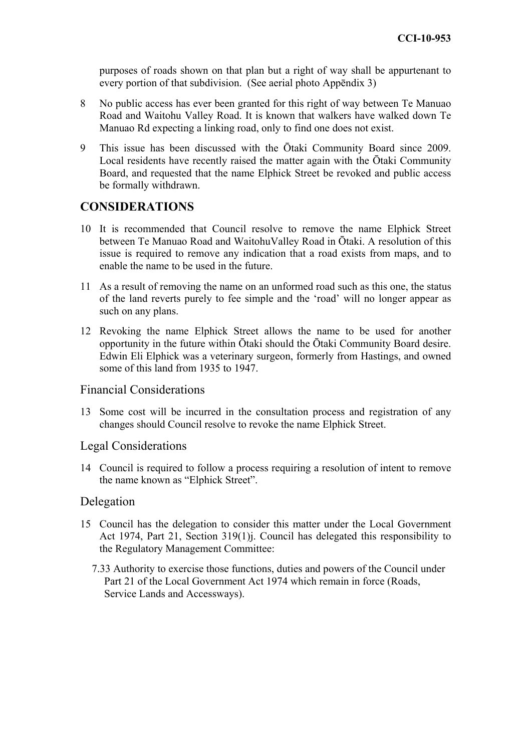purposes of roads shown on that plan but a right of way shall be appurtenant to every portion of that subdivision. (See aerial photo Appēndix 3)

8 No public access has ever been granted for this right of way between Te Manuao Road and Waitohu Valley Road. It is known that walkers have walked down Te Manuao Rd expecting a linking road, only to find one does not exist.

9 This issue has been discussed with the Ōtaki Community Board since 2009. Local residents have recently raised the matter again with the Ōtaki Community Board, and requested that the name Elphick Street be revoked and public access be formally withdrawn.

## CONSIDERATIONS

10 It is recommended that Council resolve to remove the name Elphick Street between Te Manuao Road and WaitohuValley Road in Ōtaki. A resolution of this issue is required to remove any indication that a road exists from maps, and to enable the name to be used in the future.

11 As a result of removing the name on an unformed road such as this one, the status of the land reverts purely to fee simple and the 'road' will no longer appear as such on any plans.

12 Revoking the name Elphick Street allows the name to be used for another opportunity in the future within Ōtaki should the Ōtaki Community Board desire. Edwin Eli Elphick was a veterinary surgeon, formerly from Hastings, and owned some of this land from 1935 to 1947.

### Financial Considerations

13 Some cost will be incurred in the consultation process and registration of any changes should Council resolve to revoke the name Elphick Street.

### Legal Considerations

14 Council is required to follow a process requiring a resolution of intent to remove the name known as "Elphick Street".

### Delegation

15 Council has the delegation to consider this matter under the Local Government Act 1974, Part 21, Section 319(1)j. Council has delegated this responsibility to the Regulatory Management Committee:

7.33 Authority to exercise those functions, duties and powers of the Council under Part 21 of the Local Government Act 1974 which remain in force (Roads, Service Lands and Accessways).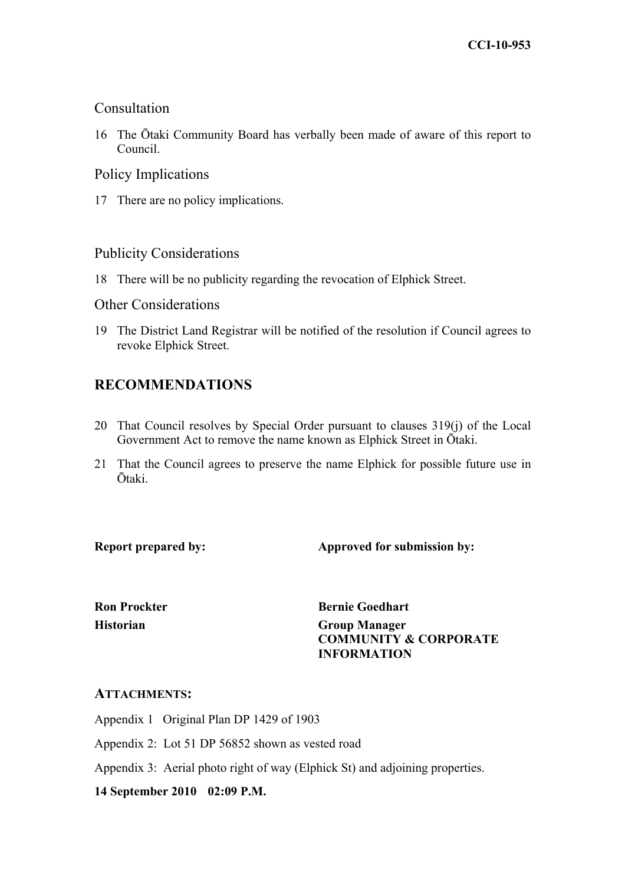## Consultation

16 The Ōtaki Community Board has verbally been made of aware of this report to Council.

## Policy Implications

17 There are no policy implications.

## Publicity Considerations

18 There will be no publicity regarding the revocation of Elphick Street.

## Other Considerations

19 The District Land Registrar will be notified of the resolution if Council agrees to revoke Elphick Street.

## RECOMMENDATIONS

20 That Council resolves by Special Order pursuant to clauses 319(j) of the Local Government Act to remove the name known as Elphick Street in Ōtaki.

21 That the Council agrees to preserve the name Elphick for possible future use in Ōtaki.

| | |
|---|---|
| **Report prepared by:** | **Approved for submission by:** |
| **Ron Prockter** | **Bernie Goedhart** |
| **Historian** | **Group Manager** **COMMUNITY & CORPORATE INFORMATION** |

**ATTACHMENTS:**

Appendix 1 Original Plan DP 1429 of 1903

Appendix 2: Lot 51 DP 56852 shown as vested road

Appendix 3: Aerial photo right of way (Elphick St) and adjoining properties.

**14 September 2010 02:09 P.M.**